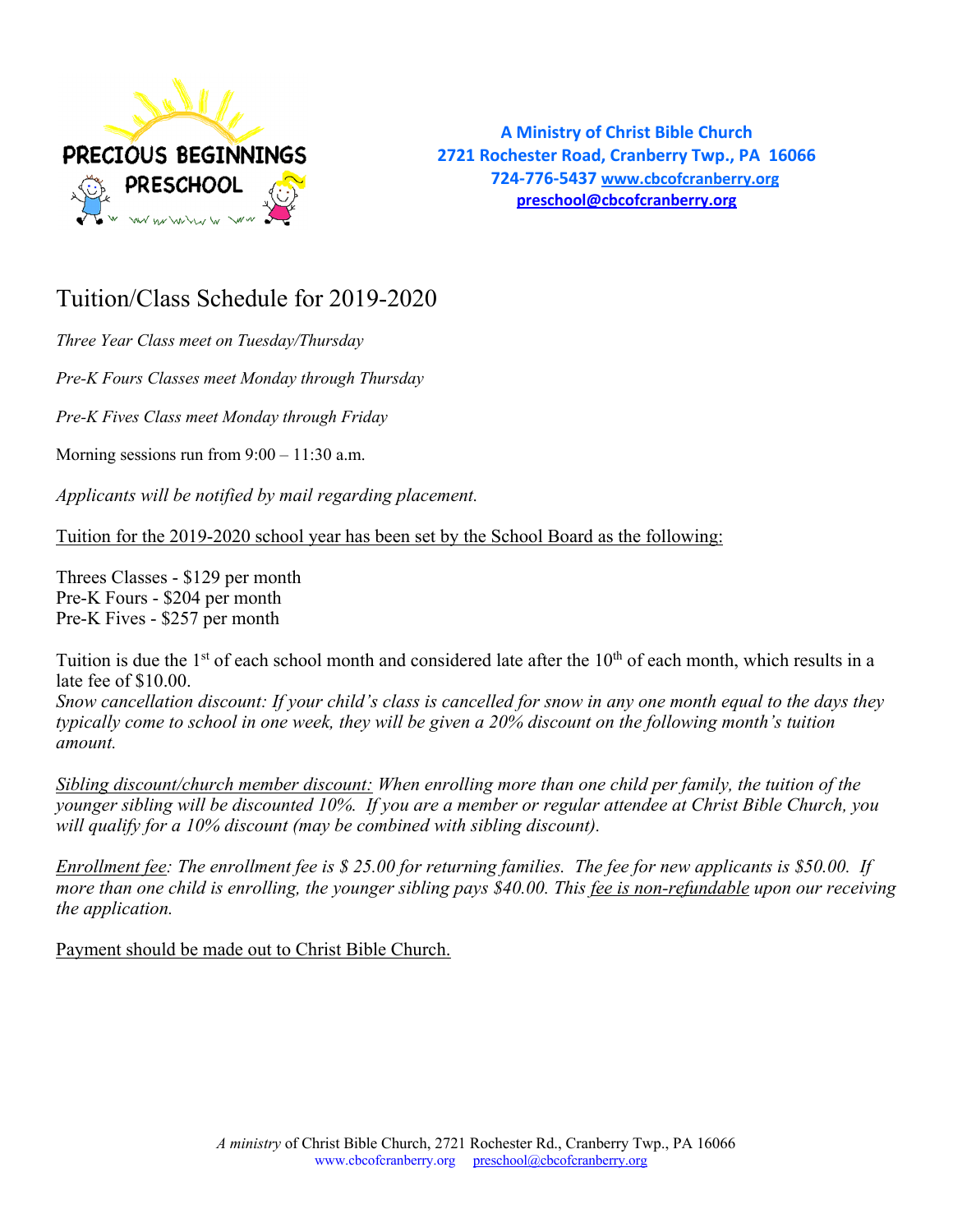**PRECIOUS BEGINNINGS PRESCHOOL**

**A Ministry of Christ Bible Church**
**2721 Rochester Road, Cranberry Twp., PA 16066**
**724-776-5437 www.cbcofcranberry.org**
**preschool@cbcofcranberry.org**

# Tuition/Class Schedule for 2019-2020

*Three Year Class meet on Tuesday/Thursday*

*Pre-K Fours Classes meet Monday through Thursday*

*Pre-K Fives Class meet Monday through Friday*

Morning sessions run from 9:00 – 11:30 a.m.

*Applicants will be notified by mail regarding placement.*

Tuition for the 2019-2020 school year has been set by the School Board as the following:

Threes Classes - $129 per month
Pre-K Fours - $204 per month
Pre-K Fives - $257 per month

Tuition is due the 1st of each school month and considered late after the 10th of each month, which results in a late fee of $10.00.
*Snow cancellation discount: If your child's class is cancelled for snow in any one month equal to the days they typically come to school in one week, they will be given a 20% discount on the following month's tuition amount.*

*Sibling discount/church member discount: When enrolling more than one child per family, the tuition of the younger sibling will be discounted 10%. If you are a member or regular attendee at Christ Bible Church, you will qualify for a 10% discount (may be combined with sibling discount).*

*Enrollment fee: The enrollment fee is $ 25.00 for returning families. The fee for new applicants is $50.00. If more than one child is enrolling, the younger sibling pays $40.00. This fee is non-refundable upon our receiving the application.*

Payment should be made out to Christ Bible Church.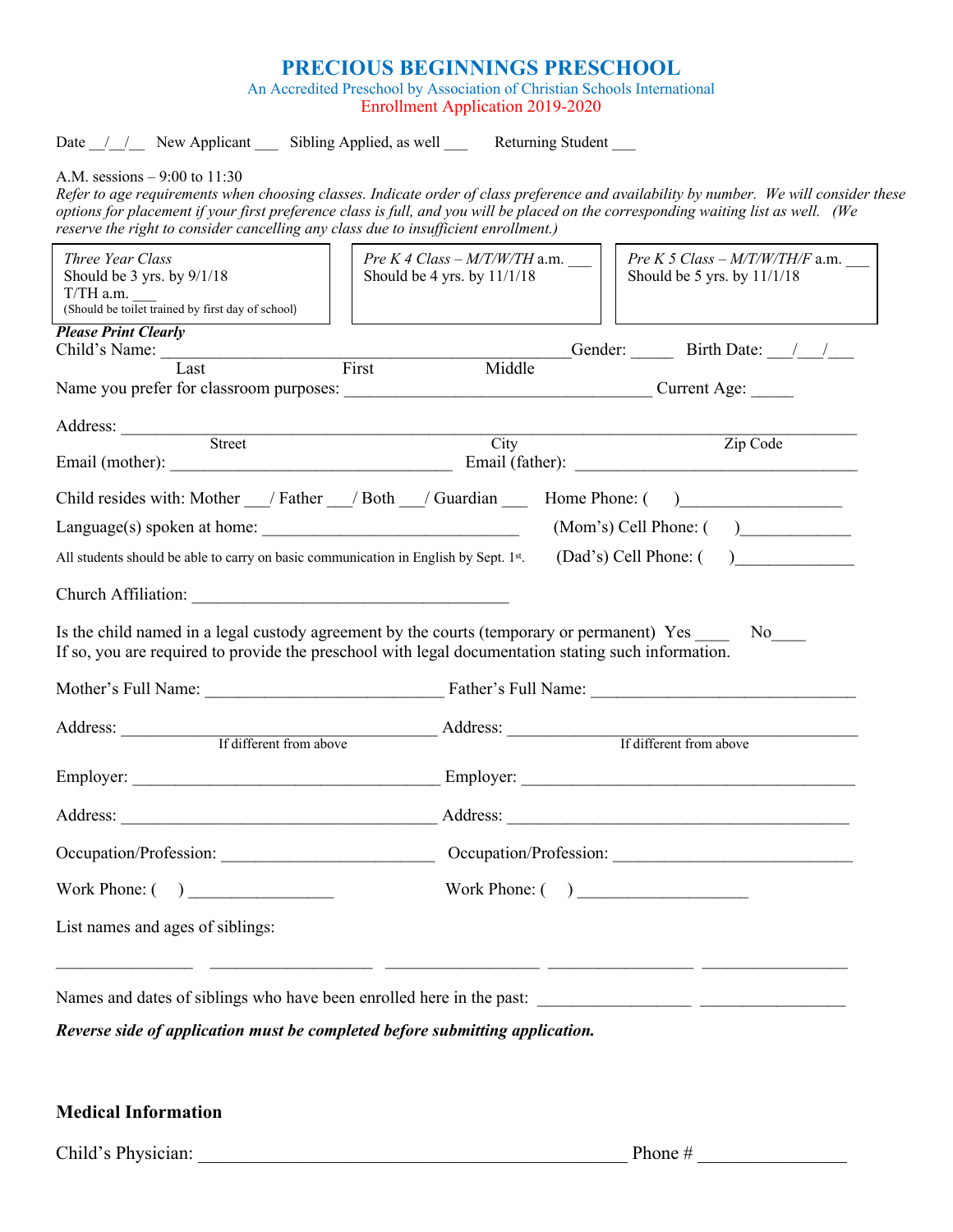# PRECIOUS BEGINNINGS PRESCHOOL

An Accredited Preschool by Association of Christian Schools International

Enrollment Application 2019-2020

Date __/__/__ New Applicant ___ Sibling Applied, as well ___ Returning Student ___

A.M. sessions – 9:00 to 11:30

*Refer to age requirements when choosing classes. Indicate order of class preference and availability by number. We will consider these options for placement if your first preference class is full, and you will be placed on the corresponding waiting list as well. (We reserve the right to consider cancelling any class due to insufficient enrollment.)*

| *Three Year Class* Should be 3 yrs. by 9/1/18 T/TH a.m. ___ (Should be toilet trained by first day of school) | *Pre K 4 Class – M/T/W/TH* a.m. ___ Should be 4 yrs. by 11/1/18 | *Pre K 5 Class – M/T/W/TH/F* a.m. ___ Should be 5 yrs. by 11/1/18 |
|---|---|---|

***Please Print Clearly***

Child's Name: ______________________________________________ Gender: _____ Birth Date: ___/___/___
Last First Middle

Name you prefer for classroom purposes: ___________________________________ Current Age: _____

Address: ________________________________________________________________________________
Street City Zip Code

Email (mother): ________________________________ Email (father): ________________________________

Child resides with: Mother ___/ Father ___/ Both ___/ Guardian ___ Home Phone: ( )__________________

Language(s) spoken at home: _____________________________ (Mom's) Cell Phone: ( )____________

All students should be able to carry on basic communication in English by Sept. 1st. (Dad's) Cell Phone: ( )_____________

Church Affiliation: ____________________________________

Is the child named in a legal custody agreement by the courts (temporary or permanent) Yes ____ No____
If so, you are required to provide the preschool with legal documentation stating such information.

Mother's Full Name: ___________________________ Father's Full Name: ______________________________

Address: ____________________________________ Address: _______________________________________
If different from above If different from above

Employer: ___________________________________ Employer: ______________________________________

Address: ____________________________________ Address: _______________________________________

Occupation/Profession: ________________________ Occupation/Profession: ___________________________

Work Phone: ( ) ________________ Work Phone: ( ) ___________________

List names and ages of siblings:

_______________ __________________ _________________ ________________ ________________

Names and dates of siblings who have been enrolled here in the past: _________________ _________________

***Reverse side of application must be completed before submitting application.***

## Medical Information

Child's Physician: ________________________________________________ Phone # ________________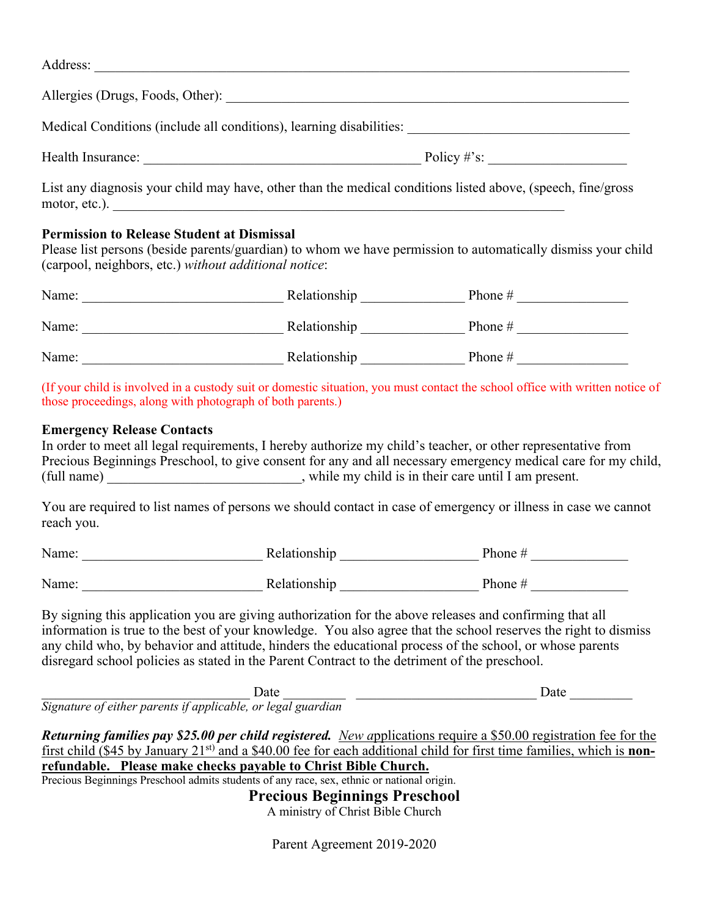Address: ___________________________________________________________________________

Allergies (Drugs, Foods, Other): ______________________________________________________

Medical Conditions (include all conditions), learning disabilities: ______________________________

Health Insurance: ________________________________________ Policy #'s: ____________________

List any diagnosis your child may have, other than the medical conditions listed above, (speech, fine/gross motor, etc.). ____________________________________________________________________

**Permission to Release Student at Dismissal**
Please list persons (beside parents/guardian) to whom we have permission to automatically dismiss your child (carpool, neighbors, etc.) *without additional notice*:

Name: ______________________________ Relationship _______________ Phone # ________________

Name: ______________________________ Relationship _______________ Phone # ________________

Name: ______________________________ Relationship _______________ Phone # ________________

(If your child is involved in a custody suit or domestic situation, you must contact the school office with written notice of those proceedings, along with photograph of both parents.)

**Emergency Release Contacts**
In order to meet all legal requirements, I hereby authorize my child's teacher, or other representative from Precious Beginnings Preschool, to give consent for any and all necessary emergency medical care for my child, (full name) _____________________________, while my child is in their care until I am present.

You are required to list names of persons we should contact in case of emergency or illness in case we cannot reach you.

Name: __________________________ Relationship ____________________ Phone # ______________

Name: __________________________ Relationship ____________________ Phone # ______________

By signing this application you are giving authorization for the above releases and confirming that all information is true to the best of your knowledge. You also agree that the school reserves the right to dismiss any child who, by behavior and attitude, hinders the educational process of the school, or whose parents disregard school policies as stated in the Parent Contract to the detriment of the preschool.

_______________________________ Date _________ ___________________________ Date _________
*Signature of either parents if applicable, or legal guardian*

***Returning families pay $25.00 per child registered.*** *New a*pplications require a $50.00 registration fee for the first child ($45 by January 21st) and a $40.00 fee for each additional child for first time families, which is **non-refundable. Please make checks payable to Christ Bible Church.**

Precious Beginnings Preschool admits students of any race, sex, ethnic or national origin.

**Precious Beginnings Preschool**
A ministry of Christ Bible Church

Parent Agreement 2019-2020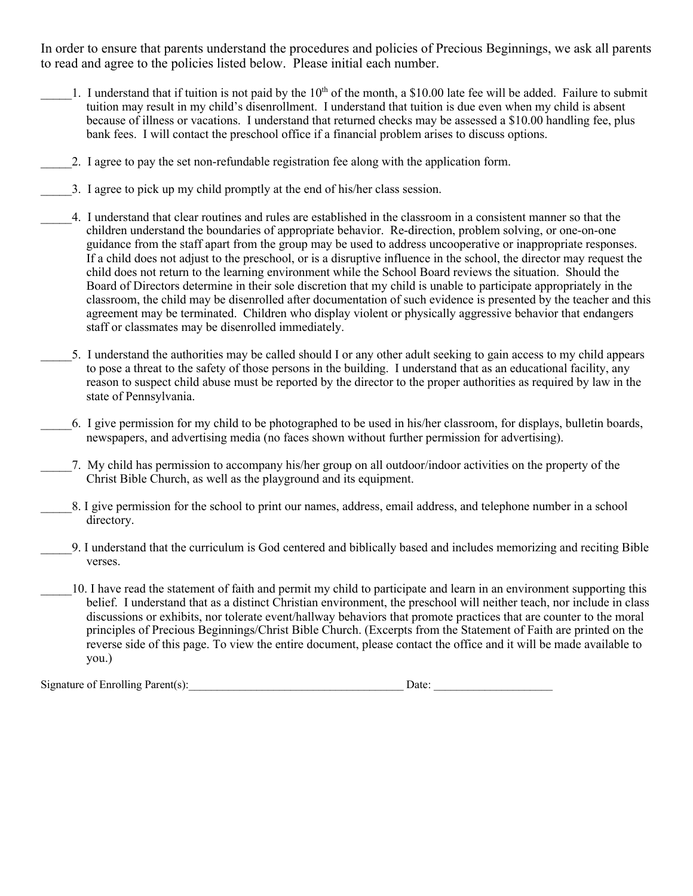In order to ensure that parents understand the procedures and policies of Precious Beginnings, we ask all parents to read and agree to the policies listed below. Please initial each number.

_____1. I understand that if tuition is not paid by the 10th of the month, a $10.00 late fee will be added. Failure to submit tuition may result in my child's disenrollment. I understand that tuition is due even when my child is absent because of illness or vacations. I understand that returned checks may be assessed a $10.00 handling fee, plus bank fees. I will contact the preschool office if a financial problem arises to discuss options.

_____2. I agree to pay the set non-refundable registration fee along with the application form.

_____3. I agree to pick up my child promptly at the end of his/her class session.

_____4. I understand that clear routines and rules are established in the classroom in a consistent manner so that the children understand the boundaries of appropriate behavior. Re-direction, problem solving, or one-on-one guidance from the staff apart from the group may be used to address uncooperative or inappropriate responses. If a child does not adjust to the preschool, or is a disruptive influence in the school, the director may request the child does not return to the learning environment while the School Board reviews the situation. Should the Board of Directors determine in their sole discretion that my child is unable to participate appropriately in the classroom, the child may be disenrolled after documentation of such evidence is presented by the teacher and this agreement may be terminated. Children who display violent or physically aggressive behavior that endangers staff or classmates may be disenrolled immediately.

_____5. I understand the authorities may be called should I or any other adult seeking to gain access to my child appears to pose a threat to the safety of those persons in the building. I understand that as an educational facility, any reason to suspect child abuse must be reported by the director to the proper authorities as required by law in the state of Pennsylvania.

_____6. I give permission for my child to be photographed to be used in his/her classroom, for displays, bulletin boards, newspapers, and advertising media (no faces shown without further permission for advertising).

_____7. My child has permission to accompany his/her group on all outdoor/indoor activities on the property of the Christ Bible Church, as well as the playground and its equipment.

_____8. I give permission for the school to print our names, address, email address, and telephone number in a school directory.

_____9. I understand that the curriculum is God centered and biblically based and includes memorizing and reciting Bible verses.

_____10. I have read the statement of faith and permit my child to participate and learn in an environment supporting this belief. I understand that as a distinct Christian environment, the preschool will neither teach, nor include in class discussions or exhibits, nor tolerate event/hallway behaviors that promote practices that are counter to the moral principles of Precious Beginnings/Christ Bible Church. (Excerpts from the Statement of Faith are printed on the reverse side of this page. To view the entire document, please contact the office and it will be made available to you.)

Signature of Enrolling Parent(s):_______________________________________ Date: _____________________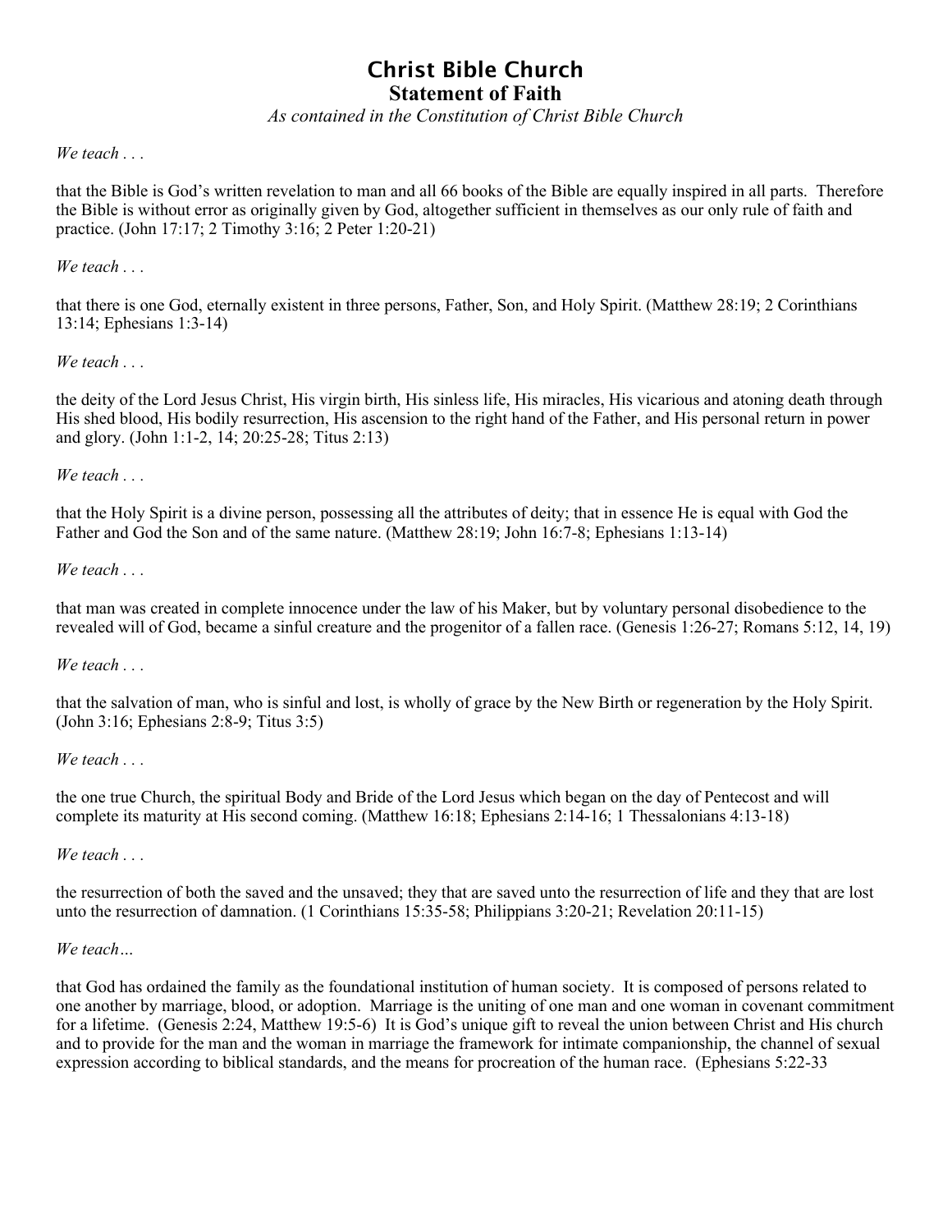# Christ Bible Church
## Statement of Faith

*As contained in the Constitution of Christ Bible Church*

*We teach . . .*

that the Bible is God's written revelation to man and all 66 books of the Bible are equally inspired in all parts. Therefore the Bible is without error as originally given by God, altogether sufficient in themselves as our only rule of faith and practice. (John 17:17; 2 Timothy 3:16; 2 Peter 1:20-21)

*We teach . . .*

that there is one God, eternally existent in three persons, Father, Son, and Holy Spirit. (Matthew 28:19; 2 Corinthians 13:14; Ephesians 1:3-14)

*We teach . . .*

the deity of the Lord Jesus Christ, His virgin birth, His sinless life, His miracles, His vicarious and atoning death through His shed blood, His bodily resurrection, His ascension to the right hand of the Father, and His personal return in power and glory. (John 1:1-2, 14; 20:25-28; Titus 2:13)

*We teach . . .*

that the Holy Spirit is a divine person, possessing all the attributes of deity; that in essence He is equal with God the Father and God the Son and of the same nature. (Matthew 28:19; John 16:7-8; Ephesians 1:13-14)

*We teach . . .*

that man was created in complete innocence under the law of his Maker, but by voluntary personal disobedience to the revealed will of God, became a sinful creature and the progenitor of a fallen race. (Genesis 1:26-27; Romans 5:12, 14, 19)

*We teach . . .*

that the salvation of man, who is sinful and lost, is wholly of grace by the New Birth or regeneration by the Holy Spirit. (John 3:16; Ephesians 2:8-9; Titus 3:5)

*We teach . . .*

the one true Church, the spiritual Body and Bride of the Lord Jesus which began on the day of Pentecost and will complete its maturity at His second coming. (Matthew 16:18; Ephesians 2:14-16; 1 Thessalonians 4:13-18)

*We teach . . .*

the resurrection of both the saved and the unsaved; they that are saved unto the resurrection of life and they that are lost unto the resurrection of damnation. (1 Corinthians 15:35-58; Philippians 3:20-21; Revelation 20:11-15)

*We teach…*

that God has ordained the family as the foundational institution of human society. It is composed of persons related to one another by marriage, blood, or adoption. Marriage is the uniting of one man and one woman in covenant commitment for a lifetime. (Genesis 2:24, Matthew 19:5-6) It is God's unique gift to reveal the union between Christ and His church and to provide for the man and the woman in marriage the framework for intimate companionship, the channel of sexual expression according to biblical standards, and the means for procreation of the human race. (Ephesians 5:22-33